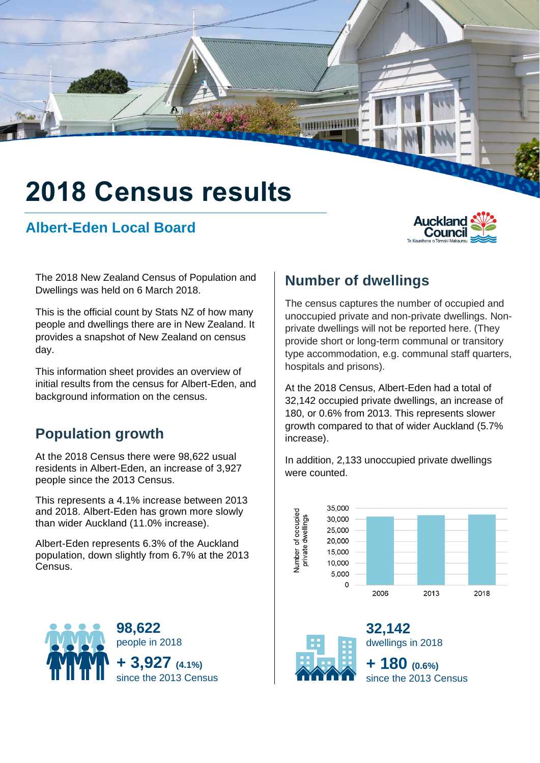# 2018 Census results

## Albert-Eden Local Board

The 2018 New Zealand Census of Population and Dwellings was held on 6 March 2018.

This is the official count by Stats NZ of how many people and dwellings there are in New Zealand. It provides a snapshot of New Zealand on census day.

This information sheet provides an overview of initial results from the census for Albert-Eden, and background information on the census.

## Population growth

At the 2018 Census there were 98,622 usual residents in Albert-Eden, an increase of 3,927 people since the 2013 Census.

This represents a 4.1% increase between 2013 and 2018. Albert-Eden has grown more slowly than wider Auckland (11.0% increase).

Albert-Eden represents 6.3% of the Auckland population, down slightly from 6.7% at the 2013 Census.

**98,622**
people in 2018

**+ 3,927** **(4.1%)**
since the 2013 Census

## Number of dwellings

The census captures the number of occupied and unoccupied private and non-private dwellings. Non-private dwellings will not be reported here. (They provide short or long-term communal or transitory type accommodation, e.g. communal staff quarters, hospitals and prisons).

At the 2018 Census, Albert-Eden had a total of 32,142 occupied private dwellings, an increase of 180, or 0.6% from 2013. This represents slower growth compared to that of wider Auckland (5.7% increase).

In addition, 2,133 unoccupied private dwellings were counted.

**32,142**
dwellings in 2018

**+ 180** **(0.6%)**
since the 2013 Census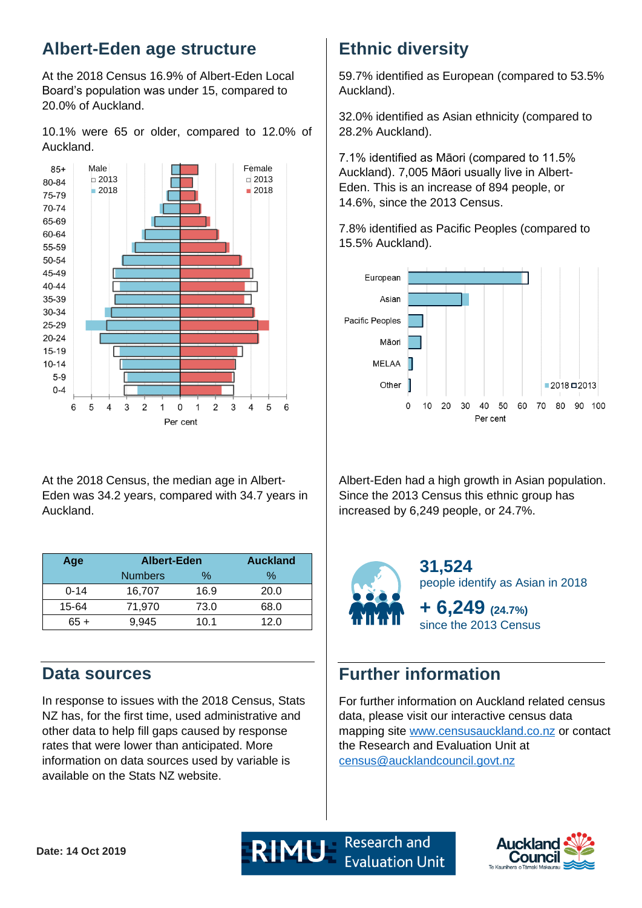## Albert-Eden age structure

At the 2018 Census 16.9% of Albert-Eden Local Board's population was under 15, compared to 20.0% of Auckland.

10.1% were 65 or older, compared to 12.0% of Auckland.

85+
80-84
75-79
70-74
65-69
60-64
55-59
50-54
45-49
40-44
35-39
30-34
25-29
20-24
15-19
10-14
5-9
0-4

Male
□ 2013
■ 2018

Female
□ 2013
■ 2018

6 5 4 3 2 1 0 1 2 3 4 5 6

Per cent

At the 2018 Census, the median age in Albert-Eden was 34.2 years, compared with 34.7 years in Auckland.

| Age | Albert-Eden | | Auckland |
|---|---|---|---|
| | Numbers | % | % |
| 0-14 | 16,707 | 16.9 | 20.0 |
| 15-64 | 71,970 | 73.0 | 68.0 |
| 65 + | 9,945 | 10.1 | 12.0 |

## Data sources

In response to issues with the 2018 Census, Stats NZ has, for the first time, used administrative and other data to help fill gaps caused by response rates that were lower than anticipated. More information on data sources used by variable is available on the Stats NZ website.

## Ethnic diversity

59.7% identified as European (compared to 53.5% Auckland).

32.0% identified as Asian ethnicity (compared to 28.2% Auckland).

7.1% identified as Māori (compared to 11.5% Auckland). 7,005 Māori usually live in Albert-Eden. This is an increase of 894 people, or 14.6%, since the 2013 Census.

7.8% identified as Pacific Peoples (compared to 15.5% Auckland).

European
Asian
Pacific Peoples
Māori
MELAA
Other

■ 2018 □ 2013

0 10 20 30 40 50 60 70 80 90 100

Per cent

Albert-Eden had a high growth in Asian population. Since the 2013 Census this ethnic group has increased by 6,249 people, or 24.7%.

**31,524**
people identify as Asian in 2018

**+ 6,249** **(24.7%)**
since the 2013 Census

## Further information

For further information on Auckland related census data, please visit our interactive census data mapping site [www.censusauckland.co.nz](www.censusauckland.co.nz) or contact the Research and Evaluation Unit at [census@aucklandcouncil.govt.nz](mailto:census@aucklandcouncil.govt.nz)

**Date: 14 Oct 2019**

RIMU Research and Evaluation Unit

Auckland Council
Te Kaunihera o Tāmaki Makaurau